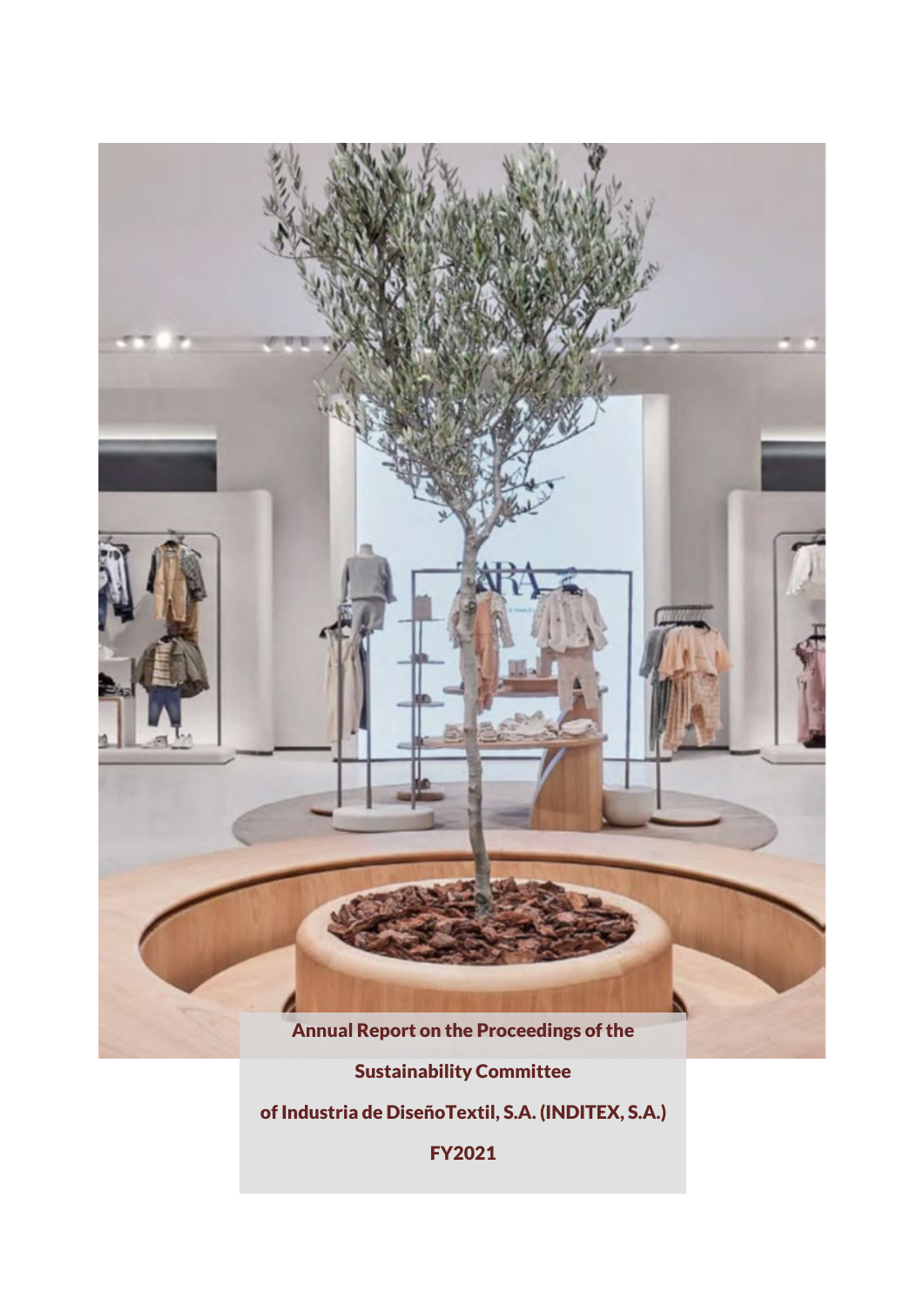# Annual Report on the Proceedings of the Sustainability Committee of Industria de DiseñoTextil, S.A. (INDITEX, S.A.)

# FY2021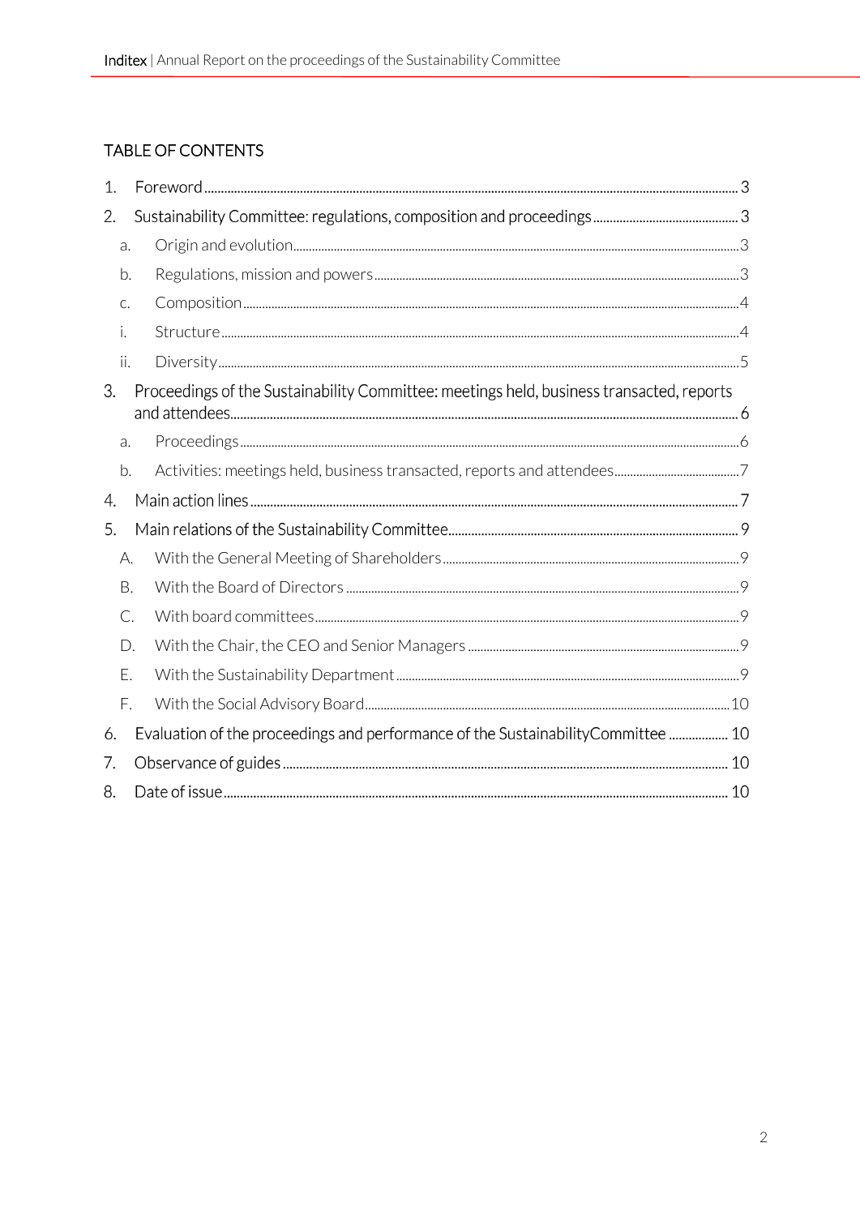## TABLE OF CONTENTS

1. Foreword ........ 3
2. Sustainability Committee: regulations, composition and proceedings ........ 3
   - a. Origin and evolution ........ 3
   - b. Regulations, mission and powers ........ 3
   - c. Composition ........ 4
   - i. Structure ........ 4
   - ii. Diversity ........ 5
3. Proceedings of the Sustainability Committee: meetings held, business transacted, reports and attendees ........ 6
   - a. Proceedings ........ 6
   - b. Activities: meetings held, business transacted, reports and attendees ........ 7
4. Main action lines ........ 7
5. Main relations of the Sustainability Committee ........ 9
   - A. With the General Meeting of Shareholders ........ 9
   - B. With the Board of Directors ........ 9
   - C. With board committees ........ 9
   - D. With the Chair, the CEO and Senior Managers ........ 9
   - E. With the Sustainability Department ........ 9
   - F. With the Social Advisory Board ........ 10
6. Evaluation of the proceedings and performance of the SustainabilityCommittee ........ 10
7. Observance of guides ........ 10
8. Date of issue ........ 10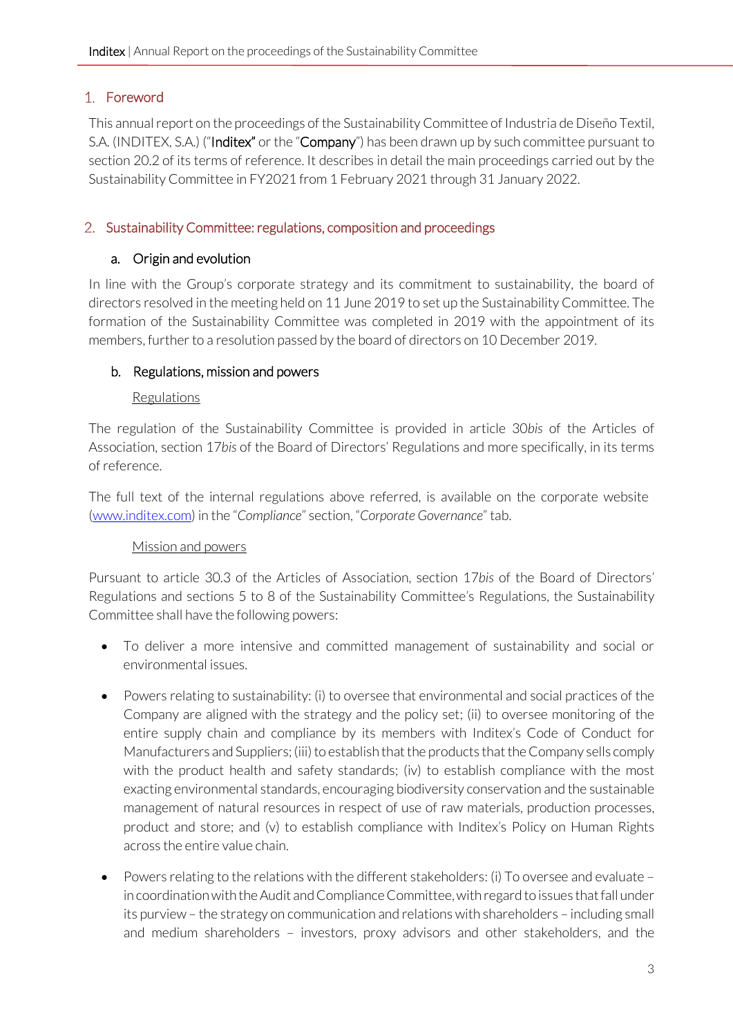## 1. Foreword

This annual report on the proceedings of the Sustainability Committee of Industria de Diseño Textil, S.A. (INDITEX, S.A.) ("**Inditex**" or the "**Company**") has been drawn up by such committee pursuant to section 20.2 of its terms of reference. It describes in detail the main proceedings carried out by the Sustainability Committee in FY2021 from 1 February 2021 through 31 January 2022.

## 2. Sustainability Committee: regulations, composition and proceedings

### a. Origin and evolution

In line with the Group's corporate strategy and its commitment to sustainability, the board of directors resolved in the meeting held on 11 June 2019 to set up the Sustainability Committee. The formation of the Sustainability Committee was completed in 2019 with the appointment of its members, further to a resolution passed by the board of directors on 10 December 2019.

### b. Regulations, mission and powers

Regulations

The regulation of the Sustainability Committee is provided in article 30*bis* of the Articles of Association, section 17*bis* of the Board of Directors' Regulations and more specifically, in its terms of reference.

The full text of the internal regulations above referred, is available on the corporate website ([www.inditex.com](www.inditex.com)) in the "*Compliance*" section, "*Corporate Governance*" tab.

Mission and powers

Pursuant to article 30.3 of the Articles of Association, section 17*bis* of the Board of Directors' Regulations and sections 5 to 8 of the Sustainability Committee's Regulations, the Sustainability Committee shall have the following powers:

- To deliver a more intensive and committed management of sustainability and social or environmental issues.
- Powers relating to sustainability: (i) to oversee that environmental and social practices of the Company are aligned with the strategy and the policy set; (ii) to oversee monitoring of the entire supply chain and compliance by its members with Inditex's Code of Conduct for Manufacturers and Suppliers; (iii) to establish that the products that the Company sells comply with the product health and safety standards; (iv) to establish compliance with the most exacting environmental standards, encouraging biodiversity conservation and the sustainable management of natural resources in respect of use of raw materials, production processes, product and store; and (v) to establish compliance with Inditex's Policy on Human Rights across the entire value chain.
- Powers relating to the relations with the different stakeholders: (i) To oversee and evaluate – in coordination with the Audit and Compliance Committee, with regard to issues that fall under its purview – the strategy on communication and relations with shareholders – including small and medium shareholders – investors, proxy advisors and other stakeholders, and the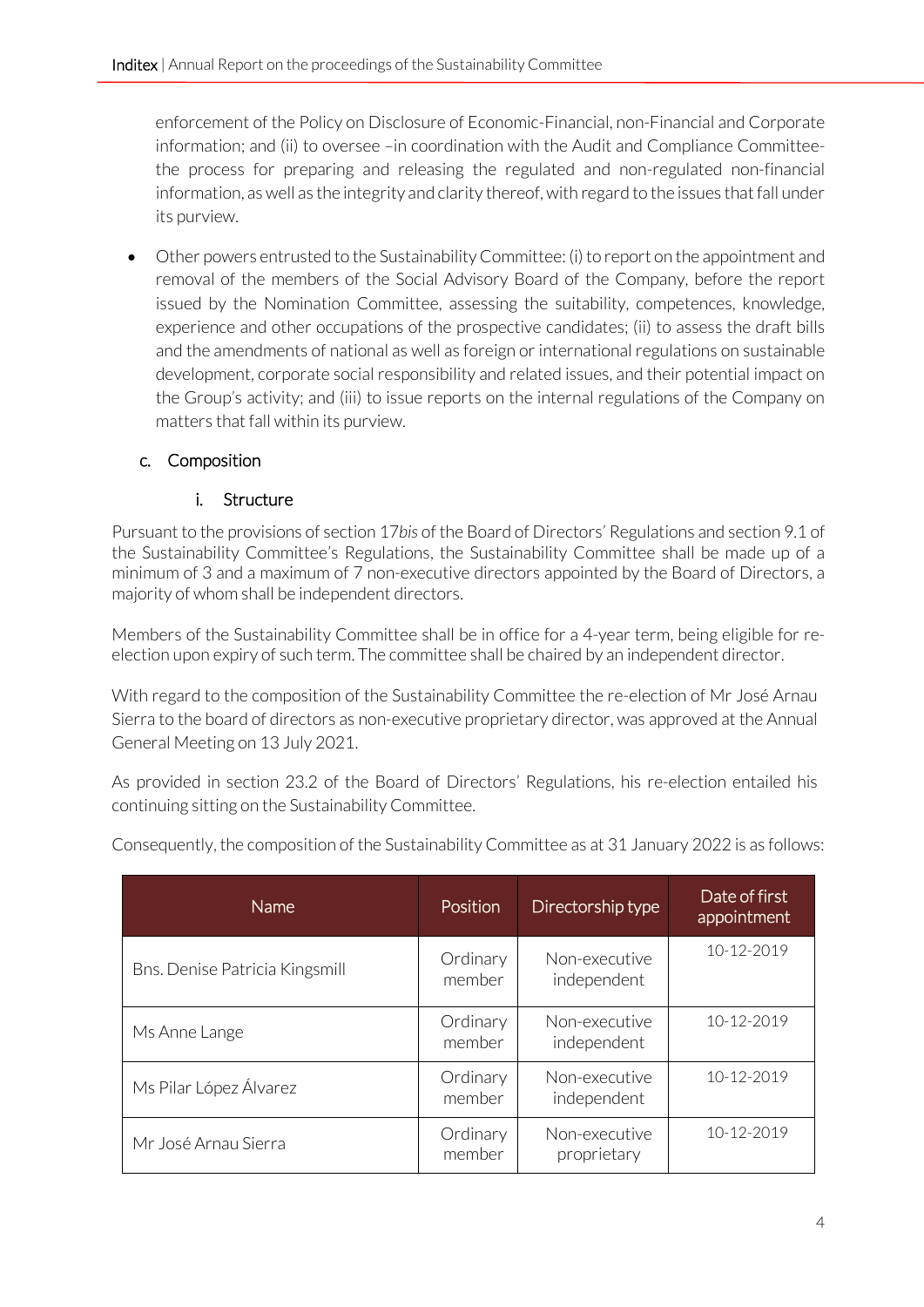enforcement of the Policy on Disclosure of Economic-Financial, non-Financial and Corporate information; and (ii) to oversee –in coordination with the Audit and Compliance Committee- the process for preparing and releasing the regulated and non-regulated non-financial information, as well as the integrity and clarity thereof, with regard to the issues that fall under its purview.

- Other powers entrusted to the Sustainability Committee: (i) to report on the appointment and removal of the members of the Social Advisory Board of the Company, before the report issued by the Nomination Committee, assessing the suitability, competences, knowledge, experience and other occupations of the prospective candidates; (ii) to assess the draft bills and the amendments of national as well as foreign or international regulations on sustainable development, corporate social responsibility and related issues, and their potential impact on the Group's activity; and (iii) to issue reports on the internal regulations of the Company on matters that fall within its purview.

## c. Composition

### i. Structure

Pursuant to the provisions of section 17*bis* of the Board of Directors' Regulations and section 9.1 of the Sustainability Committee's Regulations, the Sustainability Committee shall be made up of a minimum of 3 and a maximum of 7 non-executive directors appointed by the Board of Directors, a majority of whom shall be independent directors.

Members of the Sustainability Committee shall be in office for a 4-year term, being eligible for re-election upon expiry of such term. The committee shall be chaired by an independent director.

With regard to the composition of the Sustainability Committee the re-election of Mr José Arnau Sierra to the board of directors as non-executive proprietary director, was approved at the Annual General Meeting on 13 July 2021.

As provided in section 23.2 of the Board of Directors' Regulations, his re-election entailed his continuing sitting on the Sustainability Committee.

Consequently, the composition of the Sustainability Committee as at 31 January 2022 is as follows:

| Name | Position | Directorship type | Date of first appointment |
|---|---|---|---|
| Bns. Denise Patricia Kingsmill | Ordinary member | Non-executive independent | 10-12-2019 |
| Ms Anne Lange | Ordinary member | Non-executive independent | 10-12-2019 |
| Ms Pilar López Álvarez | Ordinary member | Non-executive independent | 10-12-2019 |
| Mr José Arnau Sierra | Ordinary member | Non-executive proprietary | 10-12-2019 |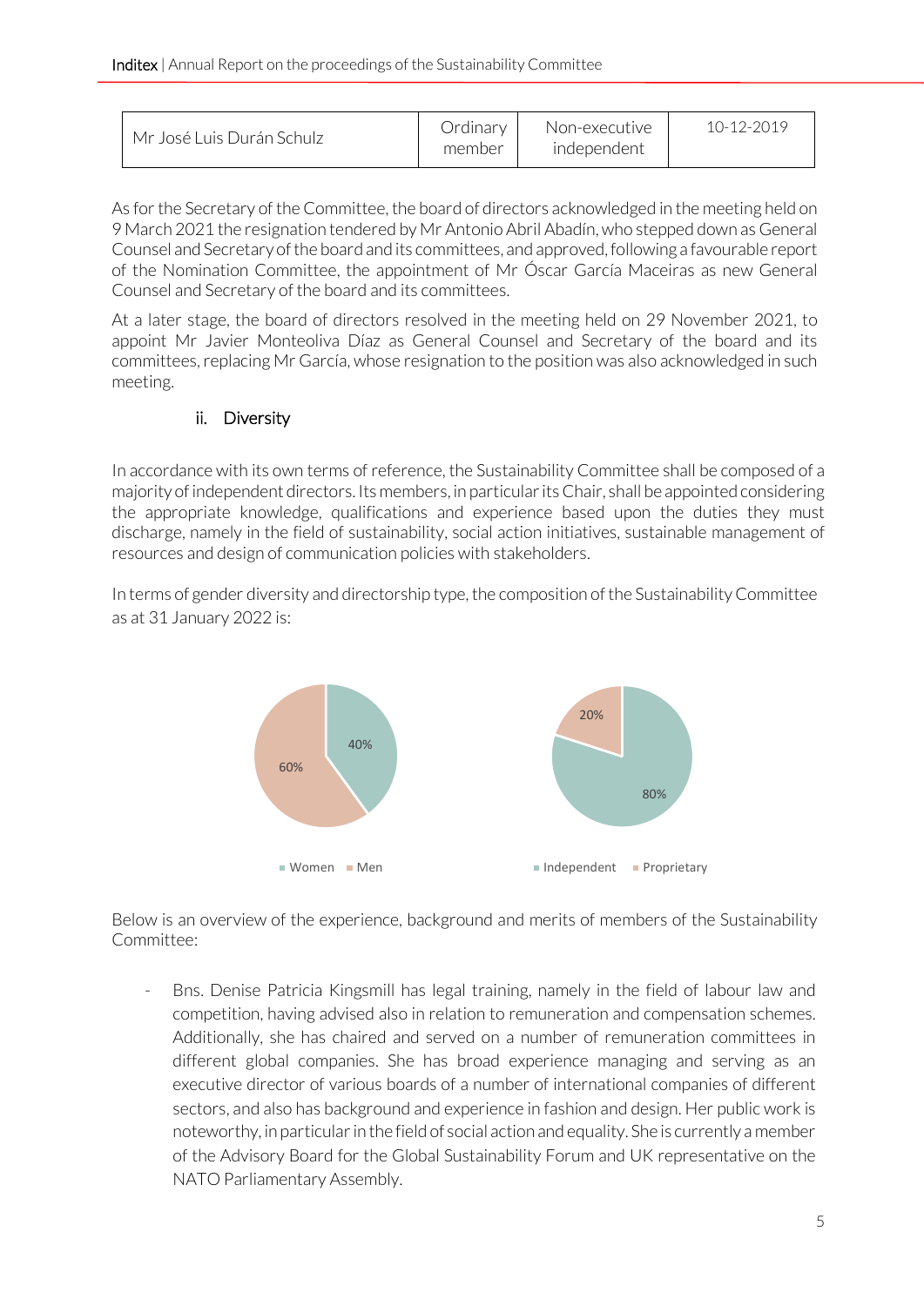| Mr José Luis Durán Schulz | Ordinary member | Non-executive independent | 10-12-2019 |
|---|---|---|---|

As for the Secretary of the Committee, the board of directors acknowledged in the meeting held on 9 March 2021 the resignation tendered by Mr Antonio Abril Abadín, who stepped down as General Counsel and Secretary of the board and its committees, and approved, following a favourable report of the Nomination Committee, the appointment of Mr Óscar García Maceiras as new General Counsel and Secretary of the board and its committees.

At a later stage, the board of directors resolved in the meeting held on 29 November 2021, to appoint Mr Javier Monteoliva Díaz as General Counsel and Secretary of the board and its committees, replacing Mr García, whose resignation to the position was also acknowledged in such meeting.

### ii. Diversity

In accordance with its own terms of reference, the Sustainability Committee shall be composed of a majority of independent directors. Its members, in particular its Chair, shall be appointed considering the appropriate knowledge, qualifications and experience based upon the duties they must discharge, namely in the field of sustainability, social action initiatives, sustainable management of resources and design of communication policies with stakeholders.

In terms of gender diversity and directorship type, the composition of the Sustainability Committee as at 31 January 2022 is:

40%
60%

Women   Men

20%
80%

Independent   Proprietary

Below is an overview of the experience, background and merits of members of the Sustainability Committee:

- Bns. Denise Patricia Kingsmill has legal training, namely in the field of labour law and competition, having advised also in relation to remuneration and compensation schemes. Additionally, she has chaired and served on a number of remuneration committees in different global companies. She has broad experience managing and serving as an executive director of various boards of a number of international companies of different sectors, and also has background and experience in fashion and design. Her public work is noteworthy, in particular in the field of social action and equality. She is currently a member of the Advisory Board for the Global Sustainability Forum and UK representative on the NATO Parliamentary Assembly.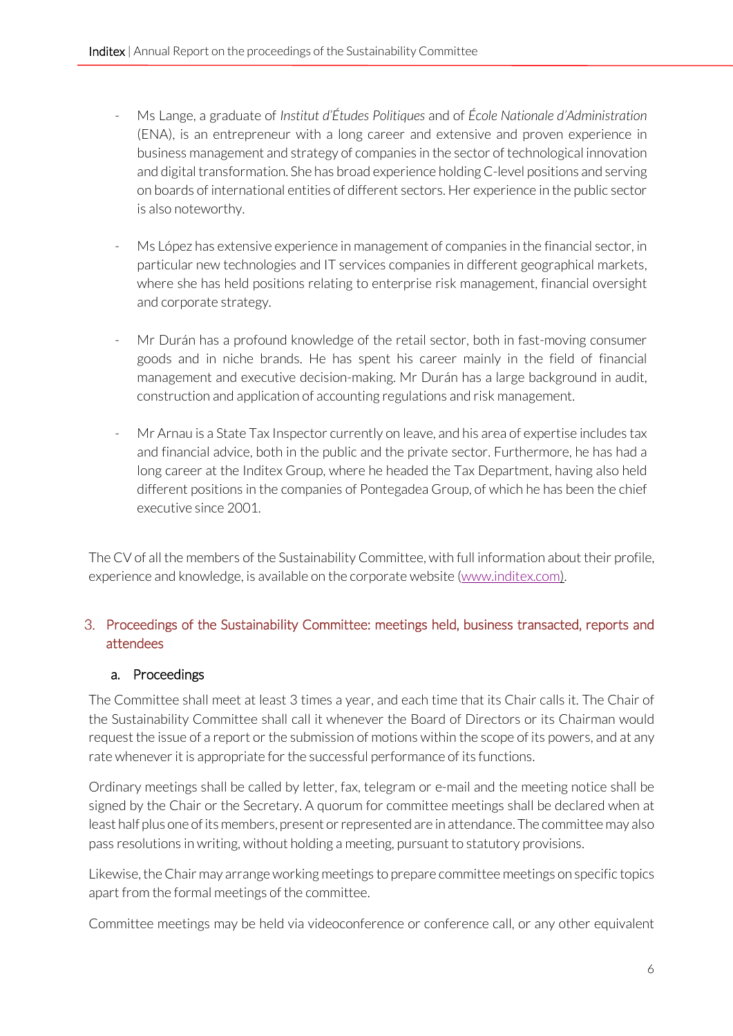- Ms Lange, a graduate of *Institut d'Études Politiques* and of *École Nationale d'Administration* (ENA), is an entrepreneur with a long career and extensive and proven experience in business management and strategy of companies in the sector of technological innovation and digital transformation. She has broad experience holding C-level positions and serving on boards of international entities of different sectors. Her experience in the public sector is also noteworthy.

- Ms López has extensive experience in management of companies in the financial sector, in particular new technologies and IT services companies in different geographical markets, where she has held positions relating to enterprise risk management, financial oversight and corporate strategy.

- Mr Durán has a profound knowledge of the retail sector, both in fast-moving consumer goods and in niche brands. He has spent his career mainly in the field of financial management and executive decision-making. Mr Durán has a large background in audit, construction and application of accounting regulations and risk management.

- Mr Arnau is a State Tax Inspector currently on leave, and his area of expertise includes tax and financial advice, both in the public and the private sector. Furthermore, he has had a long career at the Inditex Group, where he headed the Tax Department, having also held different positions in the companies of Pontegadea Group, of which he has been the chief executive since 2001.

The CV of all the members of the Sustainability Committee, with full information about their profile, experience and knowledge, is available on the corporate website (www.inditex.com).

## 3. Proceedings of the Sustainability Committee: meetings held, business transacted, reports and attendees

### a. Proceedings

The Committee shall meet at least 3 times a year, and each time that its Chair calls it. The Chair of the Sustainability Committee shall call it whenever the Board of Directors or its Chairman would request the issue of a report or the submission of motions within the scope of its powers, and at any rate whenever it is appropriate for the successful performance of its functions.

Ordinary meetings shall be called by letter, fax, telegram or e-mail and the meeting notice shall be signed by the Chair or the Secretary. A quorum for committee meetings shall be declared when at least half plus one of its members, present or represented are in attendance. The committee may also pass resolutions in writing, without holding a meeting, pursuant to statutory provisions.

Likewise, the Chair may arrange working meetings to prepare committee meetings on specific topics apart from the formal meetings of the committee.

Committee meetings may be held via videoconference or conference call, or any other equivalent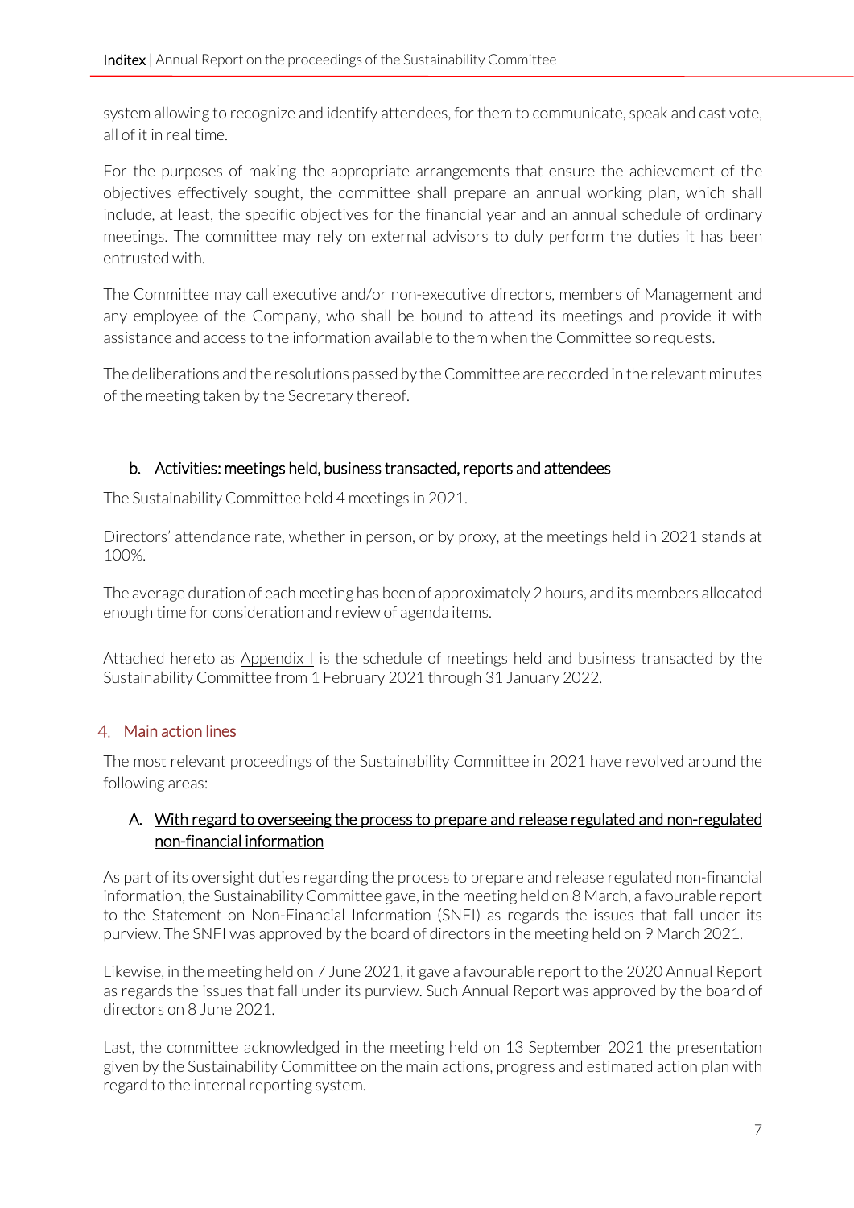system allowing to recognize and identify attendees, for them to communicate, speak and cast vote, all of it in real time.

For the purposes of making the appropriate arrangements that ensure the achievement of the objectives effectively sought, the committee shall prepare an annual working plan, which shall include, at least, the specific objectives for the financial year and an annual schedule of ordinary meetings. The committee may rely on external advisors to duly perform the duties it has been entrusted with.

The Committee may call executive and/or non-executive directors, members of Management and any employee of the Company, who shall be bound to attend its meetings and provide it with assistance and access to the information available to them when the Committee so requests.

The deliberations and the resolutions passed by the Committee are recorded in the relevant minutes of the meeting taken by the Secretary thereof.

### b. Activities: meetings held, business transacted, reports and attendees

The Sustainability Committee held 4 meetings in 2021.

Directors' attendance rate, whether in person, or by proxy, at the meetings held in 2021 stands at 100%.

The average duration of each meeting has been of approximately 2 hours, and its members allocated enough time for consideration and review of agenda items.

Attached hereto as Appendix I is the schedule of meetings held and business transacted by the Sustainability Committee from 1 February 2021 through 31 January 2022.

## 4. Main action lines

The most relevant proceedings of the Sustainability Committee in 2021 have revolved around the following areas:

### A. With regard to overseeing the process to prepare and release regulated and non-regulated non-financial information

As part of its oversight duties regarding the process to prepare and release regulated non-financial information, the Sustainability Committee gave, in the meeting held on 8 March, a favourable report to the Statement on Non-Financial Information (SNFI) as regards the issues that fall under its purview. The SNFI was approved by the board of directors in the meeting held on 9 March 2021.

Likewise, in the meeting held on 7 June 2021, it gave a favourable report to the 2020 Annual Report as regards the issues that fall under its purview. Such Annual Report was approved by the board of directors on 8 June 2021.

Last, the committee acknowledged in the meeting held on 13 September 2021 the presentation given by the Sustainability Committee on the main actions, progress and estimated action plan with regard to the internal reporting system.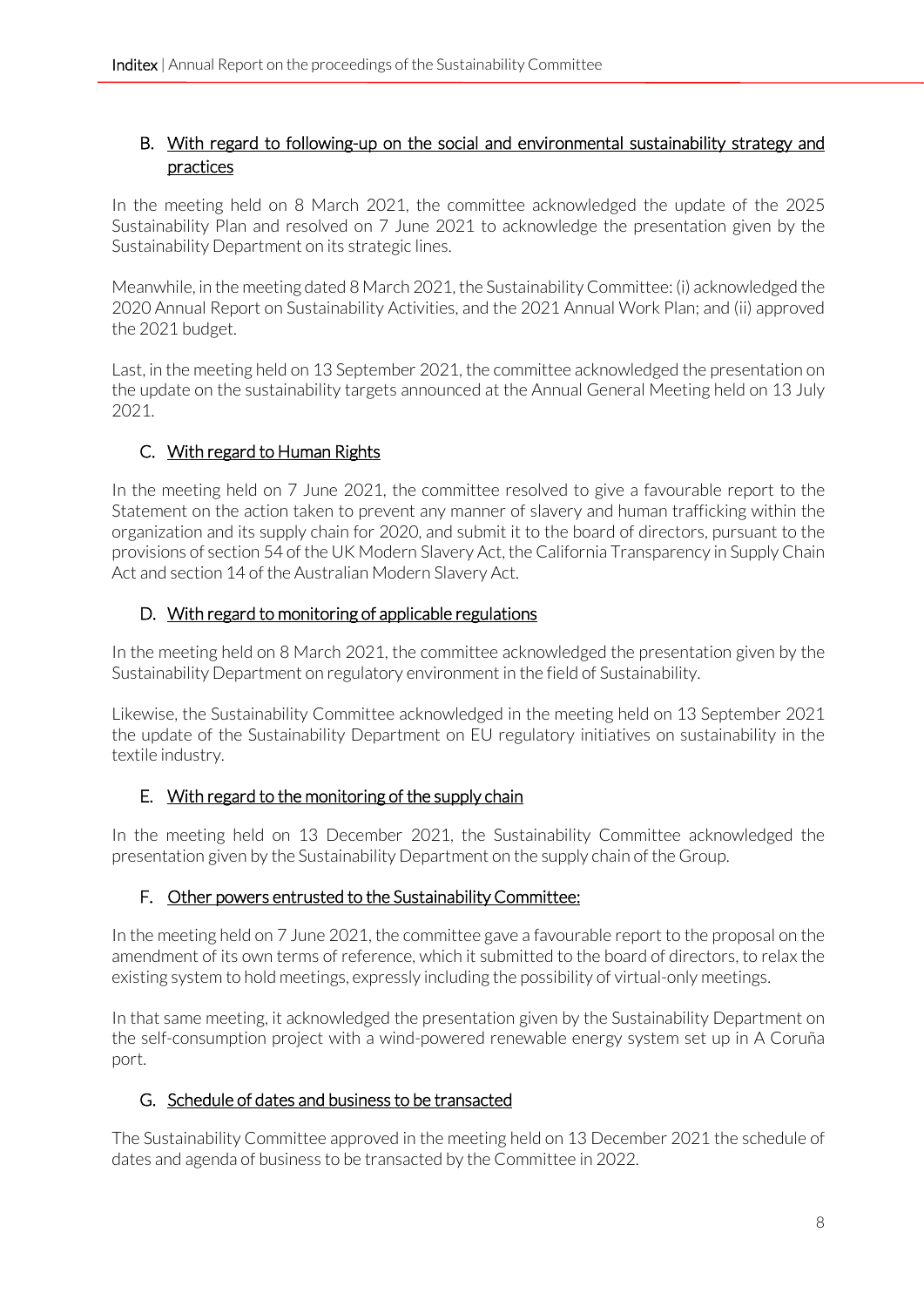### B. With regard to following-up on the social and environmental sustainability strategy and practices

In the meeting held on 8 March 2021, the committee acknowledged the update of the 2025 Sustainability Plan and resolved on 7 June 2021 to acknowledge the presentation given by the Sustainability Department on its strategic lines.

Meanwhile, in the meeting dated 8 March 2021, the Sustainability Committee: (i) acknowledged the 2020 Annual Report on Sustainability Activities, and the 2021 Annual Work Plan; and (ii) approved the 2021 budget.

Last, in the meeting held on 13 September 2021, the committee acknowledged the presentation on the update on the sustainability targets announced at the Annual General Meeting held on 13 July 2021.

### C. With regard to Human Rights

In the meeting held on 7 June 2021, the committee resolved to give a favourable report to the Statement on the action taken to prevent any manner of slavery and human trafficking within the organization and its supply chain for 2020, and submit it to the board of directors, pursuant to the provisions of section 54 of the UK Modern Slavery Act, the California Transparency in Supply Chain Act and section 14 of the Australian Modern Slavery Act.

### D. With regard to monitoring of applicable regulations

In the meeting held on 8 March 2021, the committee acknowledged the presentation given by the Sustainability Department on regulatory environment in the field of Sustainability.

Likewise, the Sustainability Committee acknowledged in the meeting held on 13 September 2021 the update of the Sustainability Department on EU regulatory initiatives on sustainability in the textile industry.

### E. With regard to the monitoring of the supply chain

In the meeting held on 13 December 2021, the Sustainability Committee acknowledged the presentation given by the Sustainability Department on the supply chain of the Group.

### F. Other powers entrusted to the Sustainability Committee:

In the meeting held on 7 June 2021, the committee gave a favourable report to the proposal on the amendment of its own terms of reference, which it submitted to the board of directors, to relax the existing system to hold meetings, expressly including the possibility of virtual-only meetings.

In that same meeting, it acknowledged the presentation given by the Sustainability Department on the self-consumption project with a wind-powered renewable energy system set up in A Coruña port.

### G. Schedule of dates and business to be transacted

The Sustainability Committee approved in the meeting held on 13 December 2021 the schedule of dates and agenda of business to be transacted by the Committee in 2022.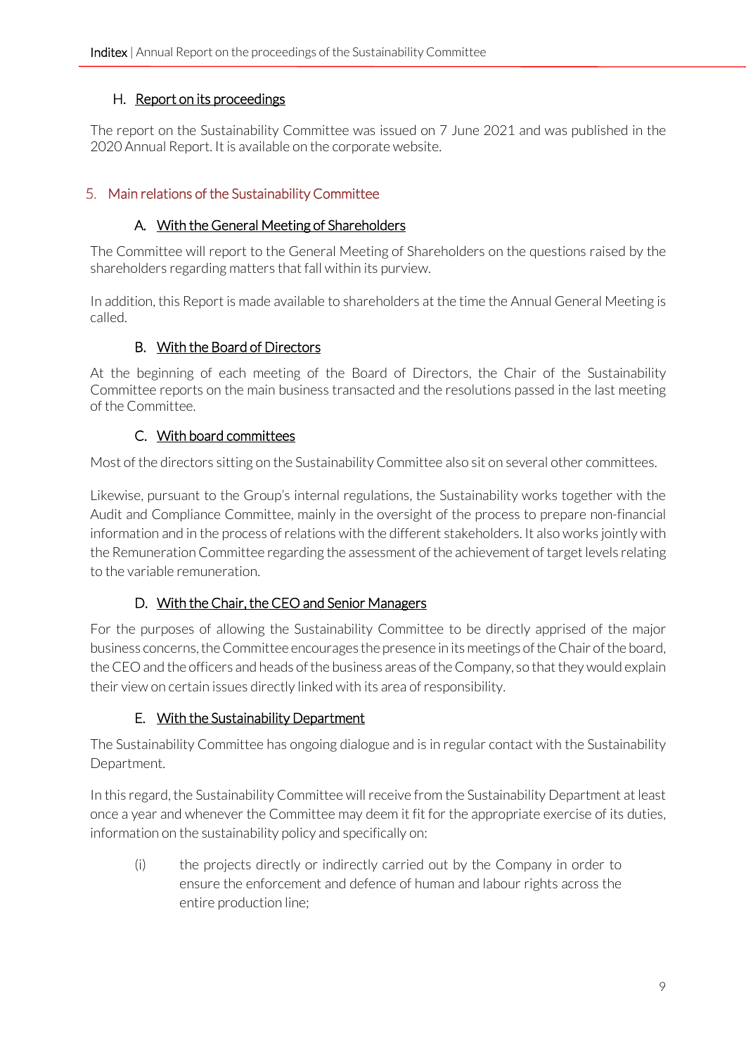### H. Report on its proceedings

The report on the Sustainability Committee was issued on 7 June 2021 and was published in the 2020 Annual Report. It is available on the corporate website.

## 5. Main relations of the Sustainability Committee

### A. With the General Meeting of Shareholders

The Committee will report to the General Meeting of Shareholders on the questions raised by the shareholders regarding matters that fall within its purview.

In addition, this Report is made available to shareholders at the time the Annual General Meeting is called.

### B. With the Board of Directors

At the beginning of each meeting of the Board of Directors, the Chair of the Sustainability Committee reports on the main business transacted and the resolutions passed in the last meeting of the Committee.

### C. With board committees

Most of the directors sitting on the Sustainability Committee also sit on several other committees.

Likewise, pursuant to the Group's internal regulations, the Sustainability works together with the Audit and Compliance Committee, mainly in the oversight of the process to prepare non-financial information and in the process of relations with the different stakeholders. It also works jointly with the Remuneration Committee regarding the assessment of the achievement of target levels relating to the variable remuneration.

### D. With the Chair, the CEO and Senior Managers

For the purposes of allowing the Sustainability Committee to be directly apprised of the major business concerns, the Committee encourages the presence in its meetings of the Chair of the board, the CEO and the officers and heads of the business areas of the Company, so that they would explain their view on certain issues directly linked with its area of responsibility.

### E. With the Sustainability Department

The Sustainability Committee has ongoing dialogue and is in regular contact with the Sustainability Department.

In this regard, the Sustainability Committee will receive from the Sustainability Department at least once a year and whenever the Committee may deem it fit for the appropriate exercise of its duties, information on the sustainability policy and specifically on:

(i) the projects directly or indirectly carried out by the Company in order to ensure the enforcement and defence of human and labour rights across the entire production line;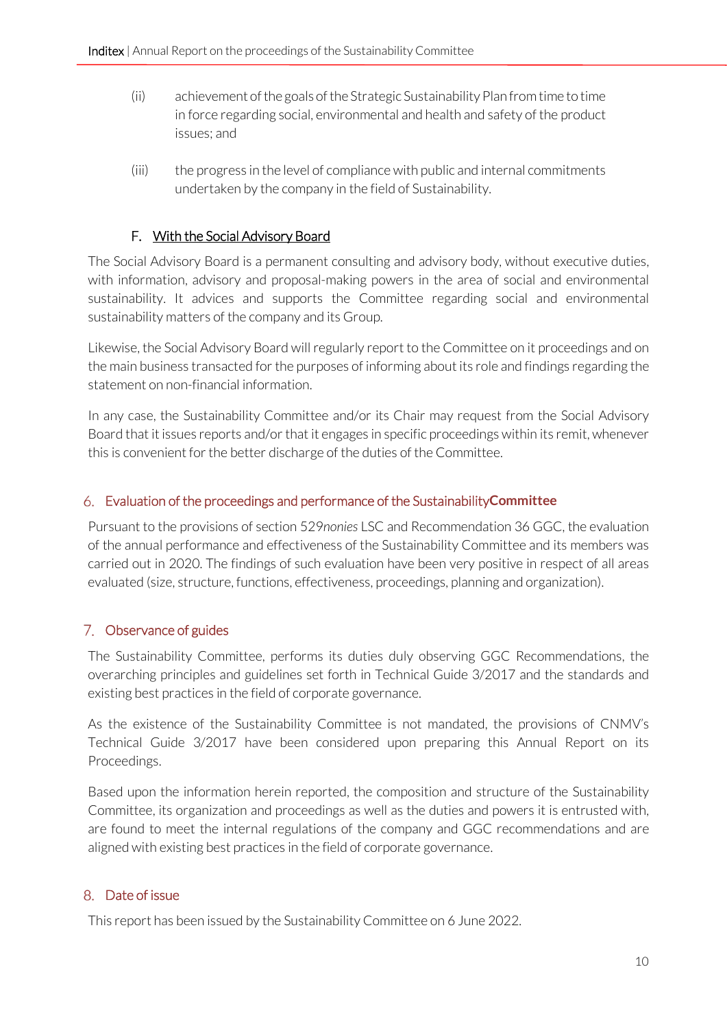(ii) achievement of the goals of the Strategic Sustainability Plan from time to time in force regarding social, environmental and health and safety of the product issues; and

(iii) the progress in the level of compliance with public and internal commitments undertaken by the company in the field of Sustainability.

### F. With the Social Advisory Board

The Social Advisory Board is a permanent consulting and advisory body, without executive duties, with information, advisory and proposal-making powers in the area of social and environmental sustainability. It advices and supports the Committee regarding social and environmental sustainability matters of the company and its Group.

Likewise, the Social Advisory Board will regularly report to the Committee on it proceedings and on the main business transacted for the purposes of informing about its role and findings regarding the statement on non-financial information.

In any case, the Sustainability Committee and/or its Chair may request from the Social Advisory Board that it issues reports and/or that it engages in specific proceedings within its remit, whenever this is convenient for the better discharge of the duties of the Committee.

## 6. Evaluation of the proceedings and performance of the Sustainability Committee

Pursuant to the provisions of section 529*nonies* LSC and Recommendation 36 GGC, the evaluation of the annual performance and effectiveness of the Sustainability Committee and its members was carried out in 2020. The findings of such evaluation have been very positive in respect of all areas evaluated (size, structure, functions, effectiveness, proceedings, planning and organization).

## 7. Observance of guides

The Sustainability Committee, performs its duties duly observing GGC Recommendations, the overarching principles and guidelines set forth in Technical Guide 3/2017 and the standards and existing best practices in the field of corporate governance.

As the existence of the Sustainability Committee is not mandated, the provisions of CNMV's Technical Guide 3/2017 have been considered upon preparing this Annual Report on its Proceedings.

Based upon the information herein reported, the composition and structure of the Sustainability Committee, its organization and proceedings as well as the duties and powers it is entrusted with, are found to meet the internal regulations of the company and GGC recommendations and are aligned with existing best practices in the field of corporate governance.

## 8. Date of issue

This report has been issued by the Sustainability Committee on 6 June 2022.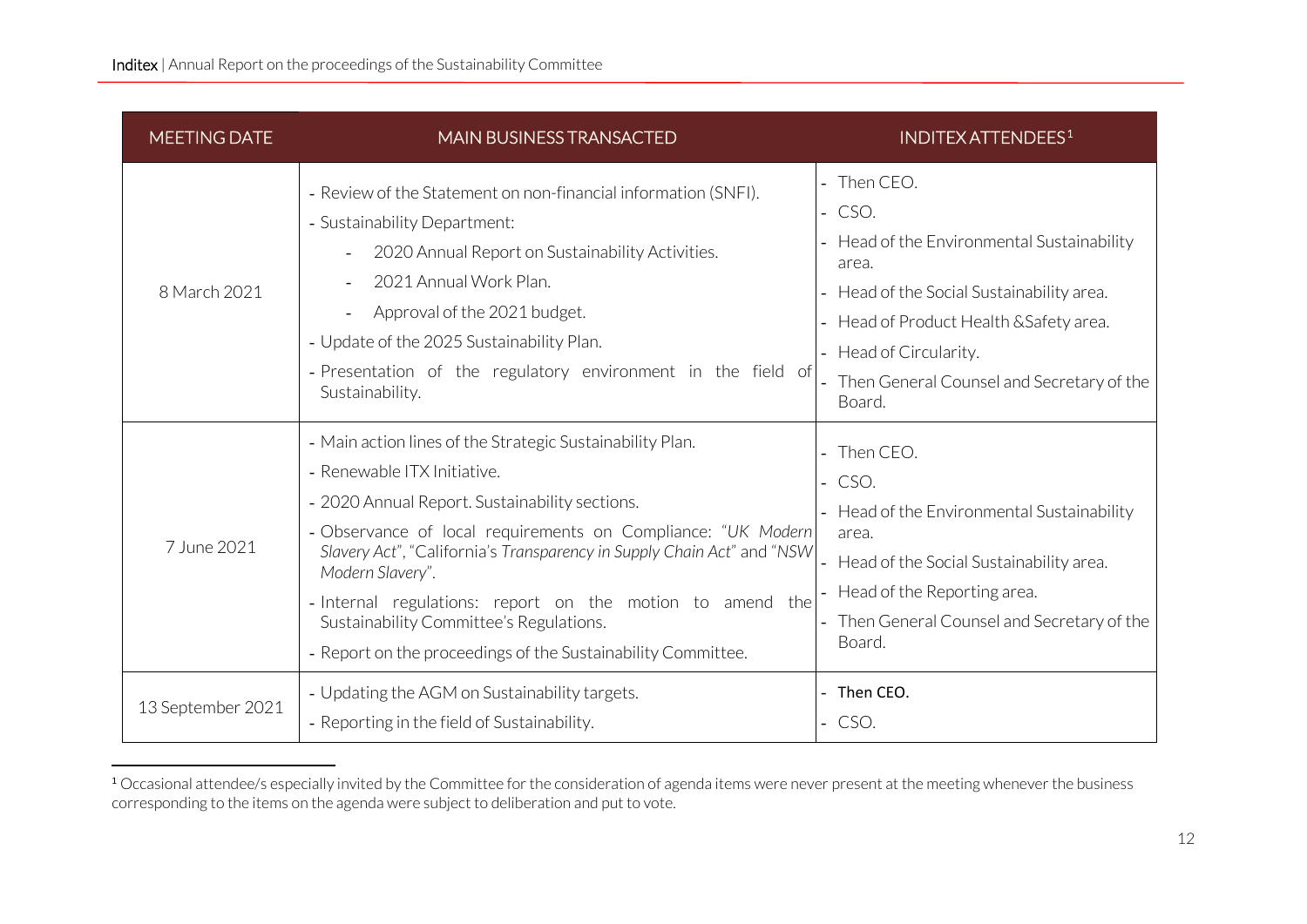| MEETING DATE | MAIN BUSINESS TRANSACTED | INDITEX ATTENDEES[1] |
| --- | --- | --- |
| 8 March 2021 | - Review of the Statement on non-financial information (SNFI).<br>- Sustainability Department:<br>&nbsp;&nbsp;- 2020 Annual Report on Sustainability Activities.<br>&nbsp;&nbsp;- 2021 Annual Work Plan.<br>&nbsp;&nbsp;- Approval of the 2021 budget.<br>- Update of the 2025 Sustainability Plan.<br>- Presentation of the regulatory environment in the field of Sustainability. | - Then CEO.<br>- CSO.<br>- Head of the Environmental Sustainability area.<br>- Head of the Social Sustainability area.<br>- Head of Product Health &Safety area.<br>- Head of Circularity.<br>- Then General Counsel and Secretary of the Board. |
| 7 June 2021 | - Main action lines of the Strategic Sustainability Plan.<br>- Renewable ITX Initiative.<br>- 2020 Annual Report. Sustainability sections.<br>- Observance of local requirements on Compliance: *"UK Modern Slavery Act"*, "California's *Transparency in Supply Chain Act*" and *"NSW Modern Slavery"*.<br>- Internal regulations: report on the motion to amend the Sustainability Committee's Regulations.<br>- Report on the proceedings of the Sustainability Committee. | - Then CEO.<br>- CSO.<br>- Head of the Environmental Sustainability area.<br>- Head of the Social Sustainability area.<br>- Head of the Reporting area.<br>- Then General Counsel and Secretary of the Board. |
| 13 September 2021 | - Updating the AGM on Sustainability targets.<br>- Reporting in the field of Sustainability. | - Then CEO.<br>- CSO. |

[1] Occasional attendee/s especially invited by the Committee for the consideration of agenda items were never present at the meeting whenever the business corresponding to the items on the agenda were subject to deliberation and put to vote.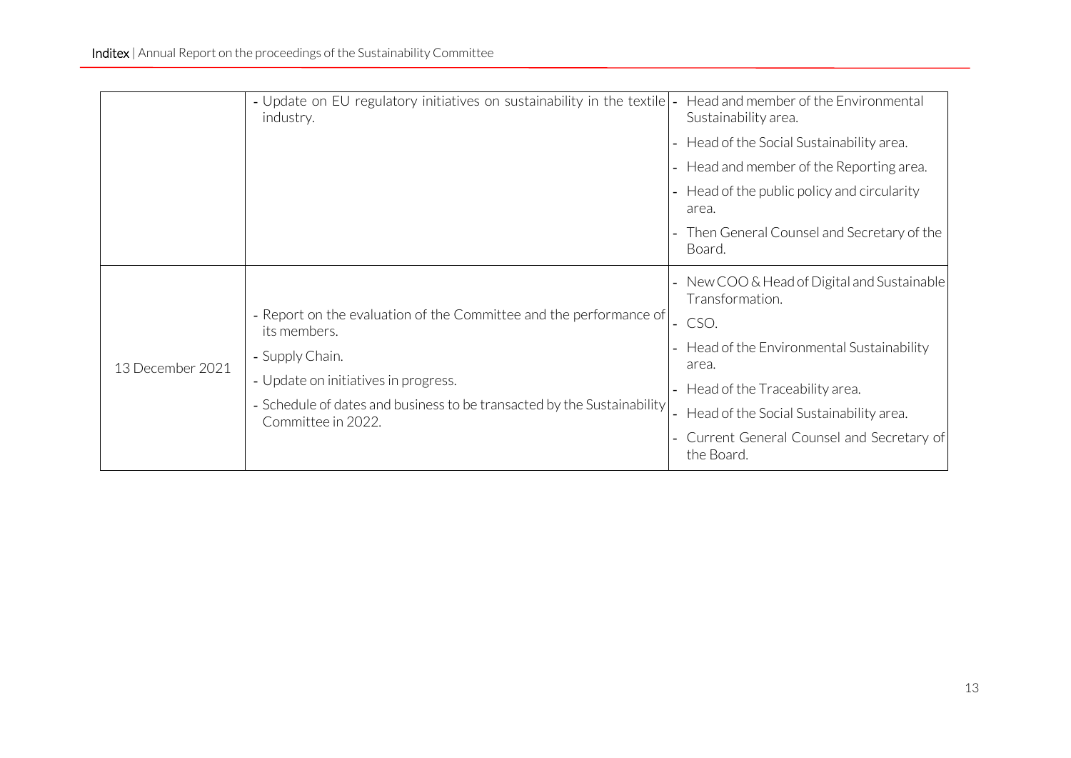| | | |
|---|---|---|
| | - Update on EU regulatory initiatives on sustainability in the textile industry. | - Head and member of the Environmental Sustainability area.<br>- Head of the Social Sustainability area.<br>- Head and member of the Reporting area.<br>- Head of the public policy and circularity area.<br>- Then General Counsel and Secretary of the Board. |
| 13 December 2021 | - Report on the evaluation of the Committee and the performance of its members.<br>- Supply Chain.<br>- Update on initiatives in progress.<br>- Schedule of dates and business to be transacted by the Sustainability Committee in 2022. | - New COO & Head of Digital and Sustainable Transformation.<br>- CSO.<br>- Head of the Environmental Sustainability area.<br>- Head of the Traceability area.<br>- Head of the Social Sustainability area.<br>- Current General Counsel and Secretary of the Board. |